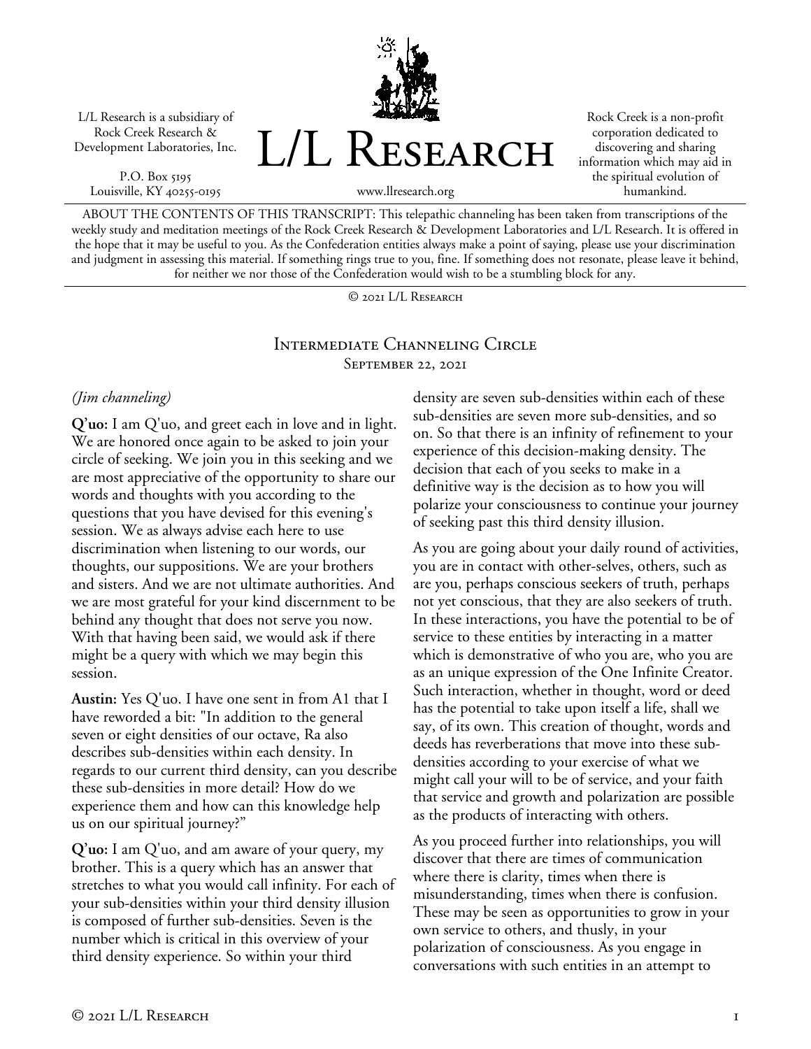L/L Research is a subsidiary of Rock Creek Research & Development Laboratories, Inc.

P.O. Box 5195
Louisville, KY 40255-0195

# L/L Research

www.llresearch.org

Rock Creek is a non-profit corporation dedicated to discovering and sharing information which may aid in the spiritual evolution of humankind.

ABOUT THE CONTENTS OF THIS TRANSCRIPT: This telepathic channeling has been taken from transcriptions of the weekly study and meditation meetings of the Rock Creek Research & Development Laboratories and L/L Research. It is offered in the hope that it may be useful to you. As the Confederation entities always make a point of saying, please use your discrimination and judgment in assessing this material. If something rings true to you, fine. If something does not resonate, please leave it behind, for neither we nor those of the Confederation would wish to be a stumbling block for any.

© 2021 L/L Research

## Intermediate Channeling Circle

September 22, 2021

*(Jim channeling)*

**Q'uo:** I am Q'uo, and greet each in love and in light. We are honored once again to be asked to join your circle of seeking. We join you in this seeking and we are most appreciative of the opportunity to share our words and thoughts with you according to the questions that you have devised for this evening's session. We as always advise each here to use discrimination when listening to our words, our thoughts, our suppositions. We are your brothers and sisters. And we are not ultimate authorities. And we are most grateful for your kind discernment to be behind any thought that does not serve you now. With that having been said, we would ask if there might be a query with which we may begin this session.

**Austin:** Yes Q'uo. I have one sent in from A1 that I have reworded a bit: "In addition to the general seven or eight densities of our octave, Ra also describes sub-densities within each density. In regards to our current third density, can you describe these sub-densities in more detail? How do we experience them and how can this knowledge help us on our spiritual journey?"

**Q'uo:** I am Q'uo, and am aware of your query, my brother. This is a query which has an answer that stretches to what you would call infinity. For each of your sub-densities within your third density illusion is composed of further sub-densities. Seven is the number which is critical in this overview of your third density experience. So within your third density are seven sub-densities within each of these sub-densities are seven more sub-densities, and so on. So that there is an infinity of refinement to your experience of this decision-making density. The decision that each of you seeks to make in a definitive way is the decision as to how you will polarize your consciousness to continue your journey of seeking past this third density illusion.

As you are going about your daily round of activities, you are in contact with other-selves, others, such as are you, perhaps conscious seekers of truth, perhaps not yet conscious, that they are also seekers of truth. In these interactions, you have the potential to be of service to these entities by interacting in a matter which is demonstrative of who you are, who you are as an unique expression of the One Infinite Creator. Such interaction, whether in thought, word or deed has the potential to take upon itself a life, shall we say, of its own. This creation of thought, words and deeds has reverberations that move into these sub-densities according to your exercise of what we might call your will to be of service, and your faith that service and growth and polarization are possible as the products of interacting with others.

As you proceed further into relationships, you will discover that there are times of communication where there is clarity, times when there is misunderstanding, times when there is confusion. These may be seen as opportunities to grow in your own service to others, and thusly, in your polarization of consciousness. As you engage in conversations with such entities in an attempt to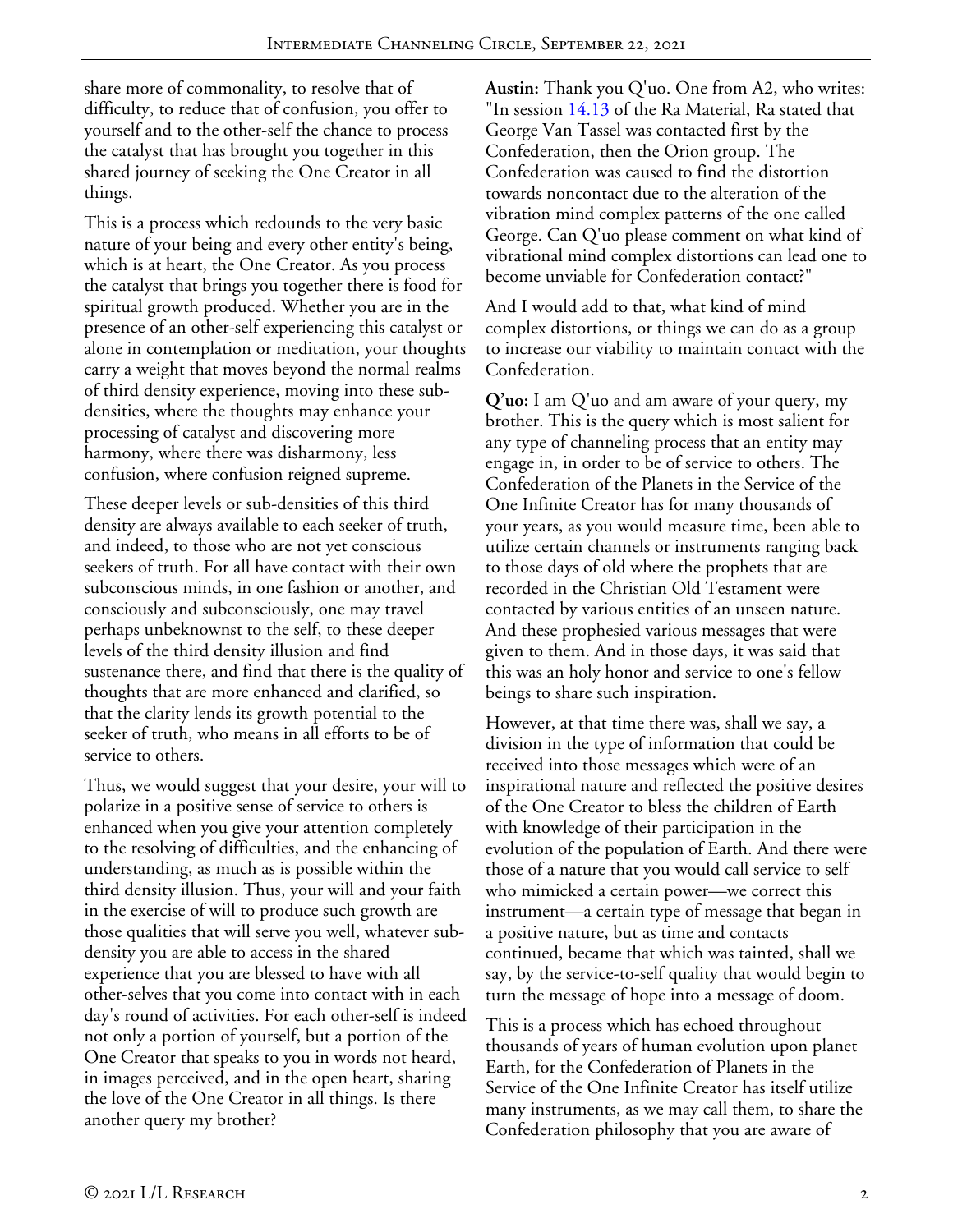share more of commonality, to resolve that of difficulty, to reduce that of confusion, you offer to yourself and to the other-self the chance to process the catalyst that has brought you together in this shared journey of seeking the One Creator in all things.

This is a process which redounds to the very basic nature of your being and every other entity's being, which is at heart, the One Creator. As you process the catalyst that brings you together there is food for spiritual growth produced. Whether you are in the presence of an other-self experiencing this catalyst or alone in contemplation or meditation, your thoughts carry a weight that moves beyond the normal realms of third density experience, moving into these sub-densities, where the thoughts may enhance your processing of catalyst and discovering more harmony, where there was disharmony, less confusion, where confusion reigned supreme.

These deeper levels or sub-densities of this third density are always available to each seeker of truth, and indeed, to those who are not yet conscious seekers of truth. For all have contact with their own subconscious minds, in one fashion or another, and consciously and subconsciously, one may travel perhaps unbeknownst to the self, to these deeper levels of the third density illusion and find sustenance there, and find that there is the quality of thoughts that are more enhanced and clarified, so that the clarity lends its growth potential to the seeker of truth, who means in all efforts to be of service to others.

Thus, we would suggest that your desire, your will to polarize in a positive sense of service to others is enhanced when you give your attention completely to the resolving of difficulties, and the enhancing of understanding, as much as is possible within the third density illusion. Thus, your will and your faith in the exercise of will to produce such growth are those qualities that will serve you well, whatever sub-density you are able to access in the shared experience that you are blessed to have with all other-selves that you come into contact with in each day's round of activities. For each other-self is indeed not only a portion of yourself, but a portion of the One Creator that speaks to you in words not heard, in images perceived, and in the open heart, sharing the love of the One Creator in all things. Is there another query my brother?

**Austin:** Thank you Q'uo. One from A2, who writes: "In session 14.13 of the Ra Material, Ra stated that George Van Tassel was contacted first by the Confederation, then the Orion group. The Confederation was caused to find the distortion towards noncontact due to the alteration of the vibration mind complex patterns of the one called George. Can Q'uo please comment on what kind of vibrational mind complex distortions can lead one to become unviable for Confederation contact?"

And I would add to that, what kind of mind complex distortions, or things we can do as a group to increase our viability to maintain contact with the Confederation.

**Q'uo:** I am Q'uo and am aware of your query, my brother. This is the query which is most salient for any type of channeling process that an entity may engage in, in order to be of service to others. The Confederation of the Planets in the Service of the One Infinite Creator has for many thousands of your years, as you would measure time, been able to utilize certain channels or instruments ranging back to those days of old where the prophets that are recorded in the Christian Old Testament were contacted by various entities of an unseen nature. And these prophesied various messages that were given to them. And in those days, it was said that this was an holy honor and service to one's fellow beings to share such inspiration.

However, at that time there was, shall we say, a division in the type of information that could be received into those messages which were of an inspirational nature and reflected the positive desires of the One Creator to bless the children of Earth with knowledge of their participation in the evolution of the population of Earth. And there were those of a nature that you would call service to self who mimicked a certain power—we correct this instrument—a certain type of message that began in a positive nature, but as time and contacts continued, became that which was tainted, shall we say, by the service-to-self quality that would begin to turn the message of hope into a message of doom.

This is a process which has echoed throughout thousands of years of human evolution upon planet Earth, for the Confederation of Planets in the Service of the One Infinite Creator has itself utilize many instruments, as we may call them, to share the Confederation philosophy that you are aware of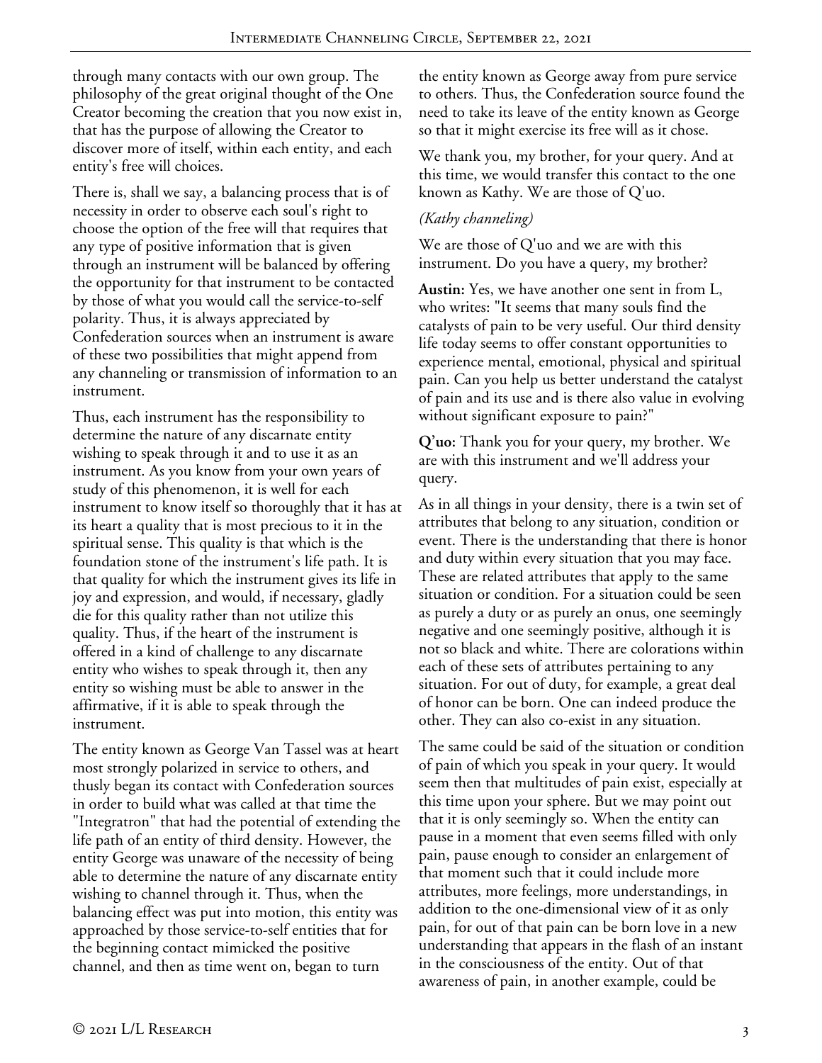through many contacts with our own group. The philosophy of the great original thought of the One Creator becoming the creation that you now exist in, that has the purpose of allowing the Creator to discover more of itself, within each entity, and each entity's free will choices.

There is, shall we say, a balancing process that is of necessity in order to observe each soul's right to choose the option of the free will that requires that any type of positive information that is given through an instrument will be balanced by offering the opportunity for that instrument to be contacted by those of what you would call the service-to-self polarity. Thus, it is always appreciated by Confederation sources when an instrument is aware of these two possibilities that might append from any channeling or transmission of information to an instrument.

Thus, each instrument has the responsibility to determine the nature of any discarnate entity wishing to speak through it and to use it as an instrument. As you know from your own years of study of this phenomenon, it is well for each instrument to know itself so thoroughly that it has at its heart a quality that is most precious to it in the spiritual sense. This quality is that which is the foundation stone of the instrument's life path. It is that quality for which the instrument gives its life in joy and expression, and would, if necessary, gladly die for this quality rather than not utilize this quality. Thus, if the heart of the instrument is offered in a kind of challenge to any discarnate entity who wishes to speak through it, then any entity so wishing must be able to answer in the affirmative, if it is able to speak through the instrument.

The entity known as George Van Tassel was at heart most strongly polarized in service to others, and thusly began its contact with Confederation sources in order to build what was called at that time the "Integratron" that had the potential of extending the life path of an entity of third density. However, the entity George was unaware of the necessity of being able to determine the nature of any discarnate entity wishing to channel through it. Thus, when the balancing effect was put into motion, this entity was approached by those service-to-self entities that for the beginning contact mimicked the positive channel, and then as time went on, began to turn the entity known as George away from pure service to others. Thus, the Confederation source found the need to take its leave of the entity known as George so that it might exercise its free will as it chose.

We thank you, my brother, for your query. And at this time, we would transfer this contact to the one known as Kathy. We are those of Q'uo.

*(Kathy channeling)*

We are those of Q'uo and we are with this instrument. Do you have a query, my brother?

**Austin:** Yes, we have another one sent in from L, who writes: "It seems that many souls find the catalysts of pain to be very useful. Our third density life today seems to offer constant opportunities to experience mental, emotional, physical and spiritual pain. Can you help us better understand the catalyst of pain and its use and is there also value in evolving without significant exposure to pain?"

**Q'uo:** Thank you for your query, my brother. We are with this instrument and we'll address your query.

As in all things in your density, there is a twin set of attributes that belong to any situation, condition or event. There is the understanding that there is honor and duty within every situation that you may face. These are related attributes that apply to the same situation or condition. For a situation could be seen as purely a duty or as purely an onus, one seemingly negative and one seemingly positive, although it is not so black and white. There are colorations within each of these sets of attributes pertaining to any situation. For out of duty, for example, a great deal of honor can be born. One can indeed produce the other. They can also co-exist in any situation.

The same could be said of the situation or condition of pain of which you speak in your query. It would seem then that multitudes of pain exist, especially at this time upon your sphere. But we may point out that it is only seemingly so. When the entity can pause in a moment that even seems filled with only pain, pause enough to consider an enlargement of that moment such that it could include more attributes, more feelings, more understandings, in addition to the one-dimensional view of it as only pain, for out of that pain can be born love in a new understanding that appears in the flash of an instant in the consciousness of the entity. Out of that awareness of pain, in another example, could be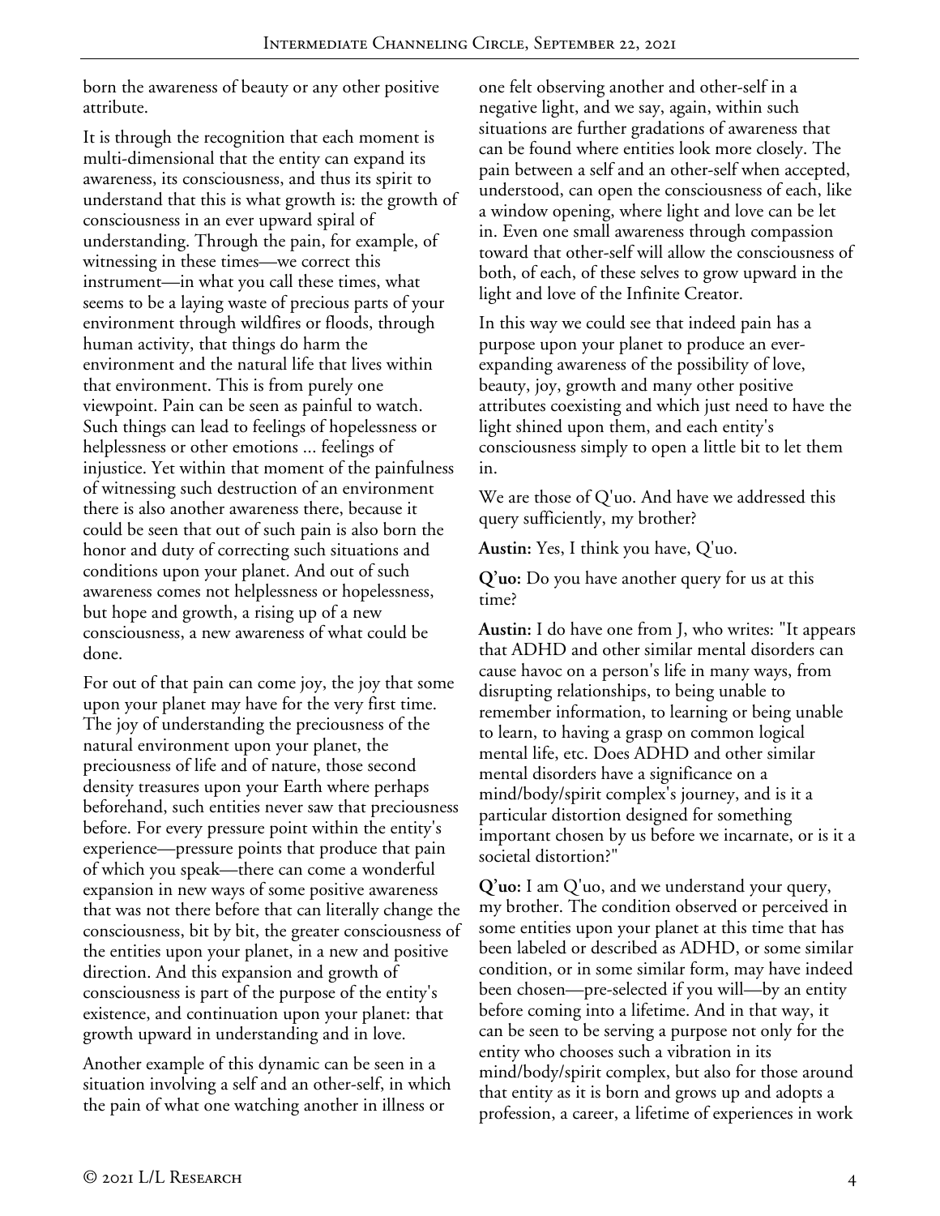born the awareness of beauty or any other positive attribute.

It is through the recognition that each moment is multi-dimensional that the entity can expand its awareness, its consciousness, and thus its spirit to understand that this is what growth is: the growth of consciousness in an ever upward spiral of understanding. Through the pain, for example, of witnessing in these times—we correct this instrument—in what you call these times, what seems to be a laying waste of precious parts of your environment through wildfires or floods, through human activity, that things do harm the environment and the natural life that lives within that environment. This is from purely one viewpoint. Pain can be seen as painful to watch. Such things can lead to feelings of hopelessness or helplessness or other emotions ... feelings of injustice. Yet within that moment of the painfulness of witnessing such destruction of an environment there is also another awareness there, because it could be seen that out of such pain is also born the honor and duty of correcting such situations and conditions upon your planet. And out of such awareness comes not helplessness or hopelessness, but hope and growth, a rising up of a new consciousness, a new awareness of what could be done.

For out of that pain can come joy, the joy that some upon your planet may have for the very first time. The joy of understanding the preciousness of the natural environment upon your planet, the preciousness of life and of nature, those second density treasures upon your Earth where perhaps beforehand, such entities never saw that preciousness before. For every pressure point within the entity's experience—pressure points that produce that pain of which you speak—there can come a wonderful expansion in new ways of some positive awareness that was not there before that can literally change the consciousness, bit by bit, the greater consciousness of the entities upon your planet, in a new and positive direction. And this expansion and growth of consciousness is part of the purpose of the entity's existence, and continuation upon your planet: that growth upward in understanding and in love.

Another example of this dynamic can be seen in a situation involving a self and an other-self, in which the pain of what one watching another in illness or one felt observing another and other-self in a negative light, and we say, again, within such situations are further gradations of awareness that can be found where entities look more closely. The pain between a self and an other-self when accepted, understood, can open the consciousness of each, like a window opening, where light and love can be let in. Even one small awareness through compassion toward that other-self will allow the consciousness of both, of each, of these selves to grow upward in the light and love of the Infinite Creator.

In this way we could see that indeed pain has a purpose upon your planet to produce an ever-expanding awareness of the possibility of love, beauty, joy, growth and many other positive attributes coexisting and which just need to have the light shined upon them, and each entity's consciousness simply to open a little bit to let them in.

We are those of Q'uo. And have we addressed this query sufficiently, my brother?

**Austin:** Yes, I think you have, Q'uo.

**Q'uo:** Do you have another query for us at this time?

**Austin:** I do have one from J, who writes: "It appears that ADHD and other similar mental disorders can cause havoc on a person's life in many ways, from disrupting relationships, to being unable to remember information, to learning or being unable to learn, to having a grasp on common logical mental life, etc. Does ADHD and other similar mental disorders have a significance on a mind/body/spirit complex's journey, and is it a particular distortion designed for something important chosen by us before we incarnate, or is it a societal distortion?"

**Q'uo:** I am Q'uo, and we understand your query, my brother. The condition observed or perceived in some entities upon your planet at this time that has been labeled or described as ADHD, or some similar condition, or in some similar form, may have indeed been chosen—pre-selected if you will—by an entity before coming into a lifetime. And in that way, it can be seen to be serving a purpose not only for the entity who chooses such a vibration in its mind/body/spirit complex, but also for those around that entity as it is born and grows up and adopts a profession, a career, a lifetime of experiences in work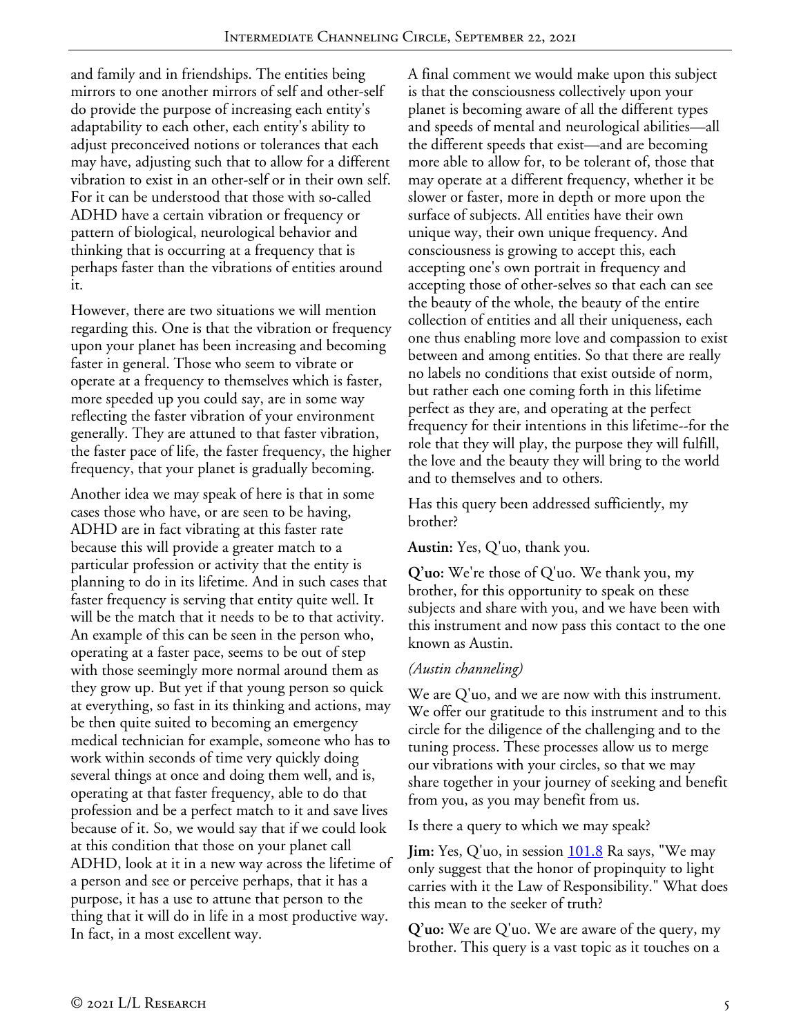and family and in friendships. The entities being mirrors to one another mirrors of self and other-self do provide the purpose of increasing each entity's adaptability to each other, each entity's ability to adjust preconceived notions or tolerances that each may have, adjusting such that to allow for a different vibration to exist in an other-self or in their own self. For it can be understood that those with so-called ADHD have a certain vibration or frequency or pattern of biological, neurological behavior and thinking that is occurring at a frequency that is perhaps faster than the vibrations of entities around it.

However, there are two situations we will mention regarding this. One is that the vibration or frequency upon your planet has been increasing and becoming faster in general. Those who seem to vibrate or operate at a frequency to themselves which is faster, more speeded up you could say, are in some way reflecting the faster vibration of your environment generally. They are attuned to that faster vibration, the faster pace of life, the faster frequency, the higher frequency, that your planet is gradually becoming.

Another idea we may speak of here is that in some cases those who have, or are seen to be having, ADHD are in fact vibrating at this faster rate because this will provide a greater match to a particular profession or activity that the entity is planning to do in its lifetime. And in such cases that faster frequency is serving that entity quite well. It will be the match that it needs to be to that activity. An example of this can be seen in the person who, operating at a faster pace, seems to be out of step with those seemingly more normal around them as they grow up. But yet if that young person so quick at everything, so fast in its thinking and actions, may be then quite suited to becoming an emergency medical technician for example, someone who has to work within seconds of time very quickly doing several things at once and doing them well, and is, operating at that faster frequency, able to do that profession and be a perfect match to it and save lives because of it. So, we would say that if we could look at this condition that those on your planet call ADHD, look at it in a new way across the lifetime of a person and see or perceive perhaps, that it has a purpose, it has a use to attune that person to the thing that it will do in life in a most productive way. In fact, in a most excellent way.

A final comment we would make upon this subject is that the consciousness collectively upon your planet is becoming aware of all the different types and speeds of mental and neurological abilities—all the different speeds that exist—and are becoming more able to allow for, to be tolerant of, those that may operate at a different frequency, whether it be slower or faster, more in depth or more upon the surface of subjects. All entities have their own unique way, their own unique frequency. And consciousness is growing to accept this, each accepting one's own portrait in frequency and accepting those of other-selves so that each can see the beauty of the whole, the beauty of the entire collection of entities and all their uniqueness, each one thus enabling more love and compassion to exist between and among entities. So that there are really no labels no conditions that exist outside of norm, but rather each one coming forth in this lifetime perfect as they are, and operating at the perfect frequency for their intentions in this lifetime--for the role that they will play, the purpose they will fulfill, the love and the beauty they will bring to the world and to themselves and to others.

Has this query been addressed sufficiently, my brother?

**Austin:** Yes, Q'uo, thank you.

**Q'uo:** We're those of Q'uo. We thank you, my brother, for this opportunity to speak on these subjects and share with you, and we have been with this instrument and now pass this contact to the one known as Austin.

*(Austin channeling)*

We are Q'uo, and we are now with this instrument. We offer our gratitude to this instrument and to this circle for the diligence of the challenging and to the tuning process. These processes allow us to merge our vibrations with your circles, so that we may share together in your journey of seeking and benefit from you, as you may benefit from us.

Is there a query to which we may speak?

**Jim:** Yes, Q'uo, in session [101.8] Ra says, "We may only suggest that the honor of propinquity to light carries with it the Law of Responsibility." What does this mean to the seeker of truth?

**Q'uo:** We are Q'uo. We are aware of the query, my brother. This query is a vast topic as it touches on a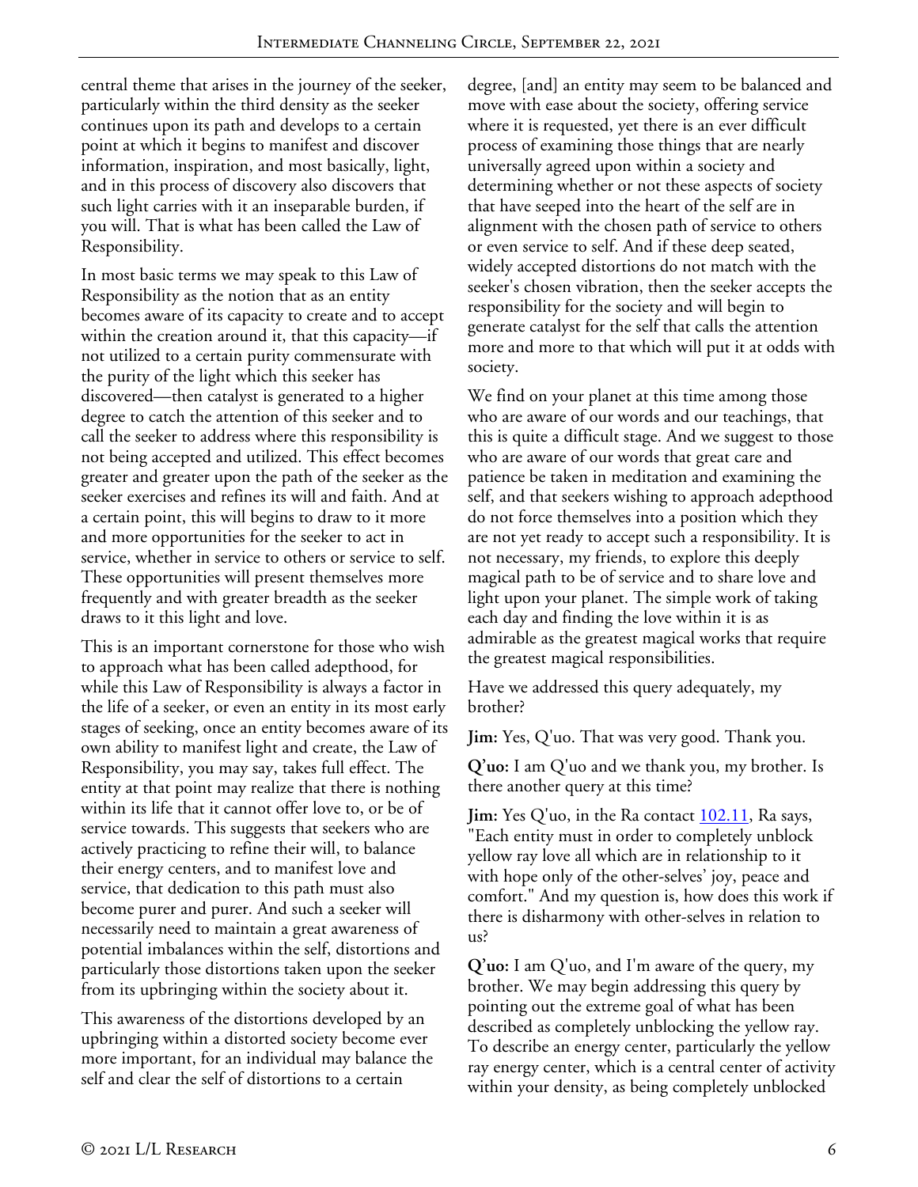central theme that arises in the journey of the seeker, particularly within the third density as the seeker continues upon its path and develops to a certain point at which it begins to manifest and discover information, inspiration, and most basically, light, and in this process of discovery also discovers that such light carries with it an inseparable burden, if you will. That is what has been called the Law of Responsibility.

In most basic terms we may speak to this Law of Responsibility as the notion that as an entity becomes aware of its capacity to create and to accept within the creation around it, that this capacity—if not utilized to a certain purity commensurate with the purity of the light which this seeker has discovered—then catalyst is generated to a higher degree to catch the attention of this seeker and to call the seeker to address where this responsibility is not being accepted and utilized. This effect becomes greater and greater upon the path of the seeker as the seeker exercises and refines its will and faith. And at a certain point, this will begins to draw to it more and more opportunities for the seeker to act in service, whether in service to others or service to self. These opportunities will present themselves more frequently and with greater breadth as the seeker draws to it this light and love.

This is an important cornerstone for those who wish to approach what has been called adepthood, for while this Law of Responsibility is always a factor in the life of a seeker, or even an entity in its most early stages of seeking, once an entity becomes aware of its own ability to manifest light and create, the Law of Responsibility, you may say, takes full effect. The entity at that point may realize that there is nothing within its life that it cannot offer love to, or be of service towards. This suggests that seekers who are actively practicing to refine their will, to balance their energy centers, and to manifest love and service, that dedication to this path must also become purer and purer. And such a seeker will necessarily need to maintain a great awareness of potential imbalances within the self, distortions and particularly those distortions taken upon the seeker from its upbringing within the society about it.

This awareness of the distortions developed by an upbringing within a distorted society become ever more important, for an individual may balance the self and clear the self of distortions to a certain degree, [and] an entity may seem to be balanced and move with ease about the society, offering service where it is requested, yet there is an ever difficult process of examining those things that are nearly universally agreed upon within a society and determining whether or not these aspects of society that have seeped into the heart of the self are in alignment with the chosen path of service to others or even service to self. And if these deep seated, widely accepted distortions do not match with the seeker's chosen vibration, then the seeker accepts the responsibility for the society and will begin to generate catalyst for the self that calls the attention more and more to that which will put it at odds with society.

We find on your planet at this time among those who are aware of our words and our teachings, that this is quite a difficult stage. And we suggest to those who are aware of our words that great care and patience be taken in meditation and examining the self, and that seekers wishing to approach adepthood do not force themselves into a position which they are not yet ready to accept such a responsibility. It is not necessary, my friends, to explore this deeply magical path to be of service and to share love and light upon your planet. The simple work of taking each day and finding the love within it is as admirable as the greatest magical works that require the greatest magical responsibilities.

Have we addressed this query adequately, my brother?

**Jim:** Yes, Q'uo. That was very good. Thank you.

**Q'uo:** I am Q'uo and we thank you, my brother. Is there another query at this time?

**Jim:** Yes Q'uo, in the Ra contact 102.11, Ra says, "Each entity must in order to completely unblock yellow ray love all which are in relationship to it with hope only of the other-selves' joy, peace and comfort." And my question is, how does this work if there is disharmony with other-selves in relation to us?

**Q'uo:** I am Q'uo, and I'm aware of the query, my brother. We may begin addressing this query by pointing out the extreme goal of what has been described as completely unblocking the yellow ray. To describe an energy center, particularly the yellow ray energy center, which is a central center of activity within your density, as being completely unblocked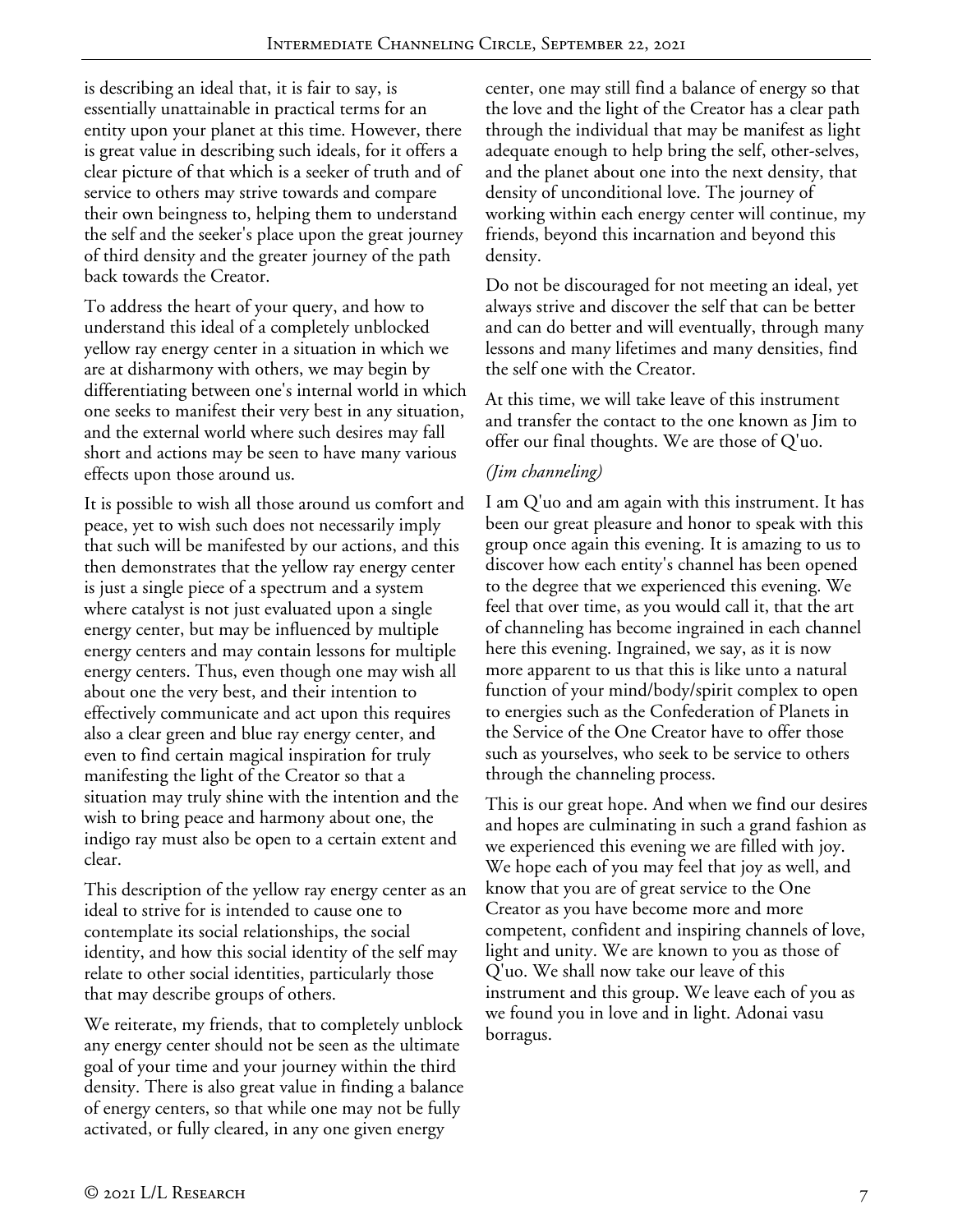is describing an ideal that, it is fair to say, is essentially unattainable in practical terms for an entity upon your planet at this time. However, there is great value in describing such ideals, for it offers a clear picture of that which is a seeker of truth and of service to others may strive towards and compare their own beingness to, helping them to understand the self and the seeker's place upon the great journey of third density and the greater journey of the path back towards the Creator.

To address the heart of your query, and how to understand this ideal of a completely unblocked yellow ray energy center in a situation in which we are at disharmony with others, we may begin by differentiating between one's internal world in which one seeks to manifest their very best in any situation, and the external world where such desires may fall short and actions may be seen to have many various effects upon those around us.

It is possible to wish all those around us comfort and peace, yet to wish such does not necessarily imply that such will be manifested by our actions, and this then demonstrates that the yellow ray energy center is just a single piece of a spectrum and a system where catalyst is not just evaluated upon a single energy center, but may be influenced by multiple energy centers and may contain lessons for multiple energy centers. Thus, even though one may wish all about one the very best, and their intention to effectively communicate and act upon this requires also a clear green and blue ray energy center, and even to find certain magical inspiration for truly manifesting the light of the Creator so that a situation may truly shine with the intention and the wish to bring peace and harmony about one, the indigo ray must also be open to a certain extent and clear.

This description of the yellow ray energy center as an ideal to strive for is intended to cause one to contemplate its social relationships, the social identity, and how this social identity of the self may relate to other social identities, particularly those that may describe groups of others.

We reiterate, my friends, that to completely unblock any energy center should not be seen as the ultimate goal of your time and your journey within the third density. There is also great value in finding a balance of energy centers, so that while one may not be fully activated, or fully cleared, in any one given energy center, one may still find a balance of energy so that the love and the light of the Creator has a clear path through the individual that may be manifest as light adequate enough to help bring the self, other-selves, and the planet about one into the next density, that density of unconditional love. The journey of working within each energy center will continue, my friends, beyond this incarnation and beyond this density.

Do not be discouraged for not meeting an ideal, yet always strive and discover the self that can be better and can do better and will eventually, through many lessons and many lifetimes and many densities, find the self one with the Creator.

At this time, we will take leave of this instrument and transfer the contact to the one known as Jim to offer our final thoughts. We are those of Q'uo.

*(Jim channeling)*

I am Q'uo and am again with this instrument. It has been our great pleasure and honor to speak with this group once again this evening. It is amazing to us to discover how each entity's channel has been opened to the degree that we experienced this evening. We feel that over time, as you would call it, that the art of channeling has become ingrained in each channel here this evening. Ingrained, we say, as it is now more apparent to us that this is like unto a natural function of your mind/body/spirit complex to open to energies such as the Confederation of Planets in the Service of the One Creator have to offer those such as yourselves, who seek to be service to others through the channeling process.

This is our great hope. And when we find our desires and hopes are culminating in such a grand fashion as we experienced this evening we are filled with joy. We hope each of you may feel that joy as well, and know that you are of great service to the One Creator as you have become more and more competent, confident and inspiring channels of love, light and unity. We are known to you as those of Q'uo. We shall now take our leave of this instrument and this group. We leave each of you as we found you in love and in light. Adonai vasu borragus.